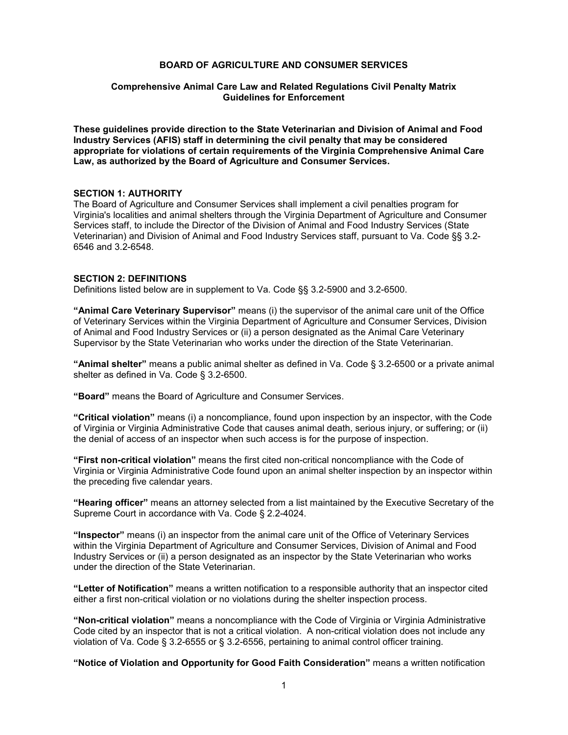# BOARD OF AGRICULTURE AND CONSUMER SERVICES

## Comprehensive Animal Care Law and Related Regulations Civil Penalty Matrix Guidelines for Enforcement

**These guidelines provide direction to the State Veterinarian and Division of Animal and Food Industry Services (AFIS) staff in determining the civil penalty that may be considered appropriate for violations of certain requirements of the Virginia Comprehensive Animal Care Law, as authorized by the Board of Agriculture and Consumer Services.**

### SECTION 1: AUTHORITY

The Board of Agriculture and Consumer Services shall implement a civil penalties program for Virginia's localities and animal shelters through the Virginia Department of Agriculture and Consumer Services staff, to include the Director of the Division of Animal and Food Industry Services (State Veterinarian) and Division of Animal and Food Industry Services staff, pursuant to Va. Code §§ 3.2-6546 and 3.2-6548.

### SECTION 2: DEFINITIONS

Definitions listed below are in supplement to Va. Code §§ 3.2-5900 and 3.2-6500.

**"Animal Care Veterinary Supervisor"** means (i) the supervisor of the animal care unit of the Office of Veterinary Services within the Virginia Department of Agriculture and Consumer Services, Division of Animal and Food Industry Services or (ii) a person designated as the Animal Care Veterinary Supervisor by the State Veterinarian who works under the direction of the State Veterinarian.

**"Animal shelter"** means a public animal shelter as defined in Va. Code § 3.2-6500 or a private animal shelter as defined in Va. Code § 3.2-6500.

**"Board"** means the Board of Agriculture and Consumer Services.

**"Critical violation"** means (i) a noncompliance, found upon inspection by an inspector, with the Code of Virginia or Virginia Administrative Code that causes animal death, serious injury, or suffering; or (ii) the denial of access of an inspector when such access is for the purpose of inspection.

**"First non-critical violation"** means the first cited non-critical noncompliance with the Code of Virginia or Virginia Administrative Code found upon an animal shelter inspection by an inspector within the preceding five calendar years.

**"Hearing officer"** means an attorney selected from a list maintained by the Executive Secretary of the Supreme Court in accordance with Va. Code § 2.2-4024.

**"Inspector"** means (i) an inspector from the animal care unit of the Office of Veterinary Services within the Virginia Department of Agriculture and Consumer Services, Division of Animal and Food Industry Services or (ii) a person designated as an inspector by the State Veterinarian who works under the direction of the State Veterinarian.

**"Letter of Notification"** means a written notification to a responsible authority that an inspector cited either a first non-critical violation or no violations during the shelter inspection process.

**"Non-critical violation"** means a noncompliance with the Code of Virginia or Virginia Administrative Code cited by an inspector that is not a critical violation. A non-critical violation does not include any violation of Va. Code § 3.2-6555 or § 3.2-6556, pertaining to animal control officer training.

**"Notice of Violation and Opportunity for Good Faith Consideration"** means a written notification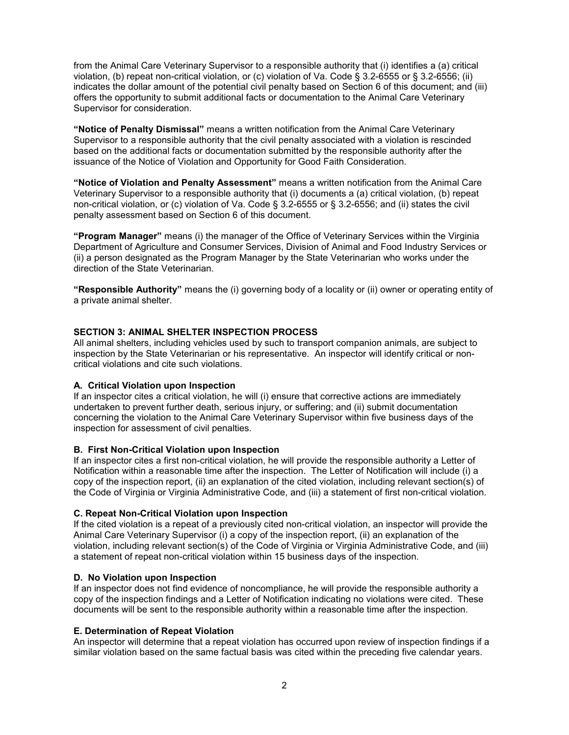from the Animal Care Veterinary Supervisor to a responsible authority that (i) identifies a (a) critical violation, (b) repeat non-critical violation, or (c) violation of Va. Code § 3.2-6555 or § 3.2-6556; (ii) indicates the dollar amount of the potential civil penalty based on Section 6 of this document; and (iii) offers the opportunity to submit additional facts or documentation to the Animal Care Veterinary Supervisor for consideration.

**"Notice of Penalty Dismissal"** means a written notification from the Animal Care Veterinary Supervisor to a responsible authority that the civil penalty associated with a violation is rescinded based on the additional facts or documentation submitted by the responsible authority after the issuance of the Notice of Violation and Opportunity for Good Faith Consideration.

**"Notice of Violation and Penalty Assessment"** means a written notification from the Animal Care Veterinary Supervisor to a responsible authority that (i) documents a (a) critical violation, (b) repeat non-critical violation, or (c) violation of Va. Code § 3.2-6555 or § 3.2-6556; and (ii) states the civil penalty assessment based on Section 6 of this document.

**"Program Manager"** means (i) the manager of the Office of Veterinary Services within the Virginia Department of Agriculture and Consumer Services, Division of Animal and Food Industry Services or (ii) a person designated as the Program Manager by the State Veterinarian who works under the direction of the State Veterinarian.

**"Responsible Authority"** means the (i) governing body of a locality or (ii) owner or operating entity of a private animal shelter.

## SECTION 3: ANIMAL SHELTER INSPECTION PROCESS

All animal shelters, including vehicles used by such to transport companion animals, are subject to inspection by the State Veterinarian or his representative. An inspector will identify critical or non-critical violations and cite such violations.

### A. Critical Violation upon Inspection

If an inspector cites a critical violation, he will (i) ensure that corrective actions are immediately undertaken to prevent further death, serious injury, or suffering; and (ii) submit documentation concerning the violation to the Animal Care Veterinary Supervisor within five business days of the inspection for assessment of civil penalties.

### B. First Non-Critical Violation upon Inspection

If an inspector cites a first non-critical violation, he will provide the responsible authority a Letter of Notification within a reasonable time after the inspection. The Letter of Notification will include (i) a copy of the inspection report, (ii) an explanation of the cited violation, including relevant section(s) of the Code of Virginia or Virginia Administrative Code, and (iii) a statement of first non-critical violation.

### C. Repeat Non-Critical Violation upon Inspection

If the cited violation is a repeat of a previously cited non-critical violation, an inspector will provide the Animal Care Veterinary Supervisor (i) a copy of the inspection report, (ii) an explanation of the violation, including relevant section(s) of the Code of Virginia or Virginia Administrative Code, and (iii) a statement of repeat non-critical violation within 15 business days of the inspection.

### D. No Violation upon Inspection

If an inspector does not find evidence of noncompliance, he will provide the responsible authority a copy of the inspection findings and a Letter of Notification indicating no violations were cited. These documents will be sent to the responsible authority within a reasonable time after the inspection.

### E. Determination of Repeat Violation

An inspector will determine that a repeat violation has occurred upon review of inspection findings if a similar violation based on the same factual basis was cited within the preceding five calendar years.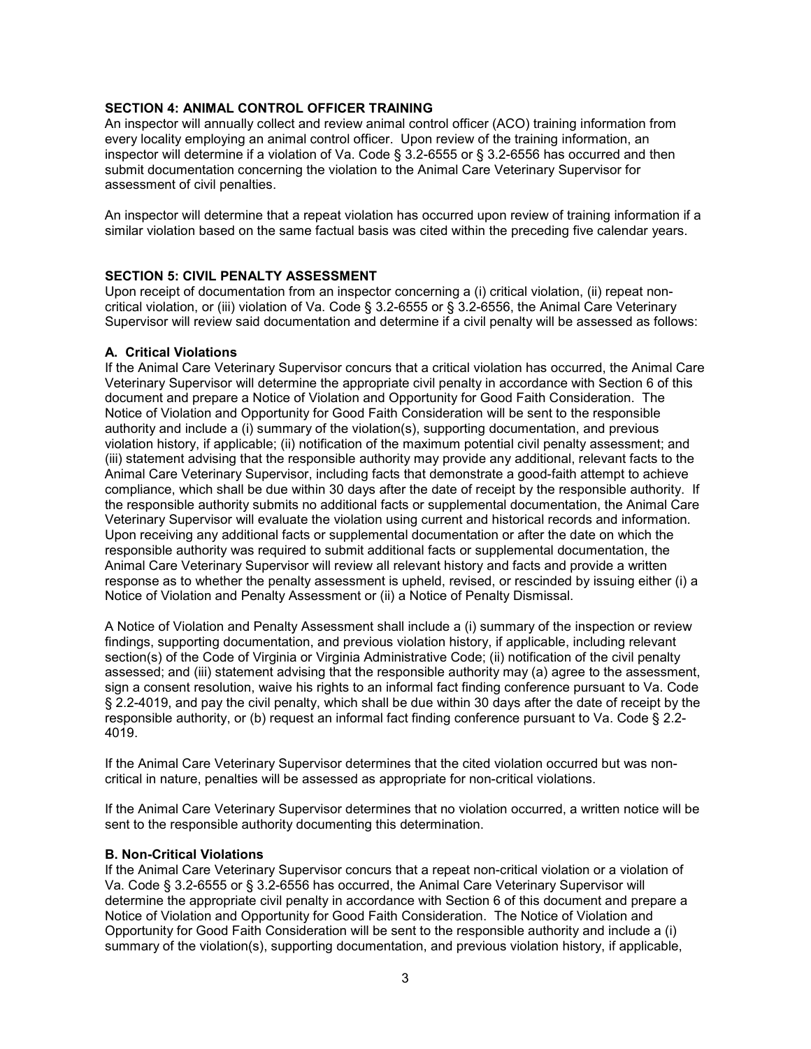### SECTION 4: ANIMAL CONTROL OFFICER TRAINING

An inspector will annually collect and review animal control officer (ACO) training information from every locality employing an animal control officer. Upon review of the training information, an inspector will determine if a violation of Va. Code § 3.2-6555 or § 3.2-6556 has occurred and then submit documentation concerning the violation to the Animal Care Veterinary Supervisor for assessment of civil penalties.

An inspector will determine that a repeat violation has occurred upon review of training information if a similar violation based on the same factual basis was cited within the preceding five calendar years.

### SECTION 5: CIVIL PENALTY ASSESSMENT

Upon receipt of documentation from an inspector concerning a (i) critical violation, (ii) repeat non-critical violation, or (iii) violation of Va. Code § 3.2-6555 or § 3.2-6556, the Animal Care Veterinary Supervisor will review said documentation and determine if a civil penalty will be assessed as follows:

#### A. Critical Violations

If the Animal Care Veterinary Supervisor concurs that a critical violation has occurred, the Animal Care Veterinary Supervisor will determine the appropriate civil penalty in accordance with Section 6 of this document and prepare a Notice of Violation and Opportunity for Good Faith Consideration. The Notice of Violation and Opportunity for Good Faith Consideration will be sent to the responsible authority and include a (i) summary of the violation(s), supporting documentation, and previous violation history, if applicable; (ii) notification of the maximum potential civil penalty assessment; and (iii) statement advising that the responsible authority may provide any additional, relevant facts to the Animal Care Veterinary Supervisor, including facts that demonstrate a good-faith attempt to achieve compliance, which shall be due within 30 days after the date of receipt by the responsible authority. If the responsible authority submits no additional facts or supplemental documentation, the Animal Care Veterinary Supervisor will evaluate the violation using current and historical records and information. Upon receiving any additional facts or supplemental documentation or after the date on which the responsible authority was required to submit additional facts or supplemental documentation, the Animal Care Veterinary Supervisor will review all relevant history and facts and provide a written response as to whether the penalty assessment is upheld, revised, or rescinded by issuing either (i) a Notice of Violation and Penalty Assessment or (ii) a Notice of Penalty Dismissal.

A Notice of Violation and Penalty Assessment shall include a (i) summary of the inspection or review findings, supporting documentation, and previous violation history, if applicable, including relevant section(s) of the Code of Virginia or Virginia Administrative Code; (ii) notification of the civil penalty assessed; and (iii) statement advising that the responsible authority may (a) agree to the assessment, sign a consent resolution, waive his rights to an informal fact finding conference pursuant to Va. Code § 2.2-4019, and pay the civil penalty, which shall be due within 30 days after the date of receipt by the responsible authority, or (b) request an informal fact finding conference pursuant to Va. Code § 2.2-4019.

If the Animal Care Veterinary Supervisor determines that the cited violation occurred but was non-critical in nature, penalties will be assessed as appropriate for non-critical violations.

If the Animal Care Veterinary Supervisor determines that no violation occurred, a written notice will be sent to the responsible authority documenting this determination.

#### B. Non-Critical Violations

If the Animal Care Veterinary Supervisor concurs that a repeat non-critical violation or a violation of Va. Code § 3.2-6555 or § 3.2-6556 has occurred, the Animal Care Veterinary Supervisor will determine the appropriate civil penalty in accordance with Section 6 of this document and prepare a Notice of Violation and Opportunity for Good Faith Consideration. The Notice of Violation and Opportunity for Good Faith Consideration will be sent to the responsible authority and include a (i) summary of the violation(s), supporting documentation, and previous violation history, if applicable,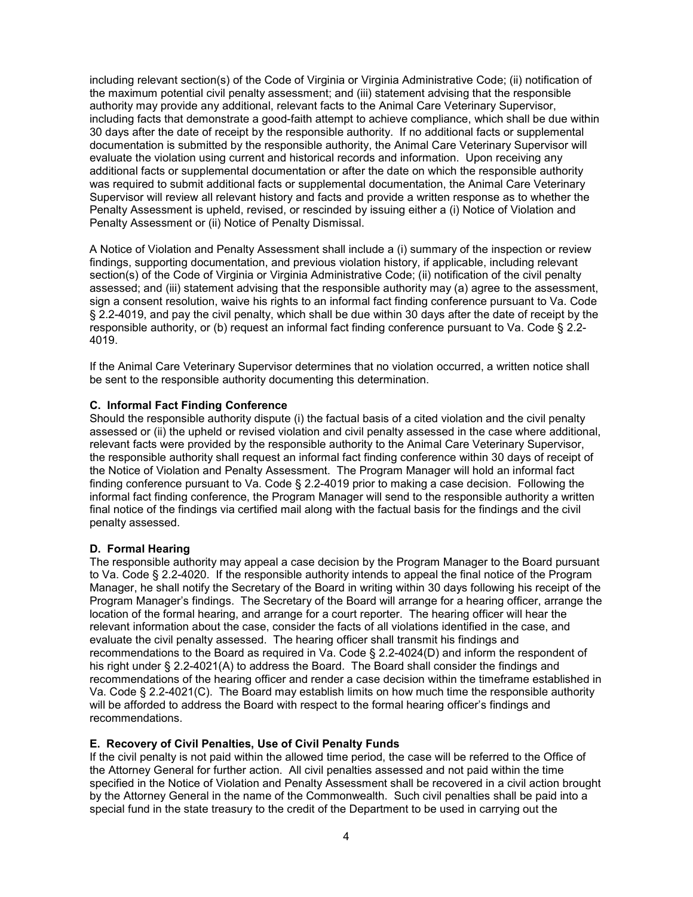including relevant section(s) of the Code of Virginia or Virginia Administrative Code; (ii) notification of the maximum potential civil penalty assessment; and (iii) statement advising that the responsible authority may provide any additional, relevant facts to the Animal Care Veterinary Supervisor, including facts that demonstrate a good-faith attempt to achieve compliance, which shall be due within 30 days after the date of receipt by the responsible authority. If no additional facts or supplemental documentation is submitted by the responsible authority, the Animal Care Veterinary Supervisor will evaluate the violation using current and historical records and information. Upon receiving any additional facts or supplemental documentation or after the date on which the responsible authority was required to submit additional facts or supplemental documentation, the Animal Care Veterinary Supervisor will review all relevant history and facts and provide a written response as to whether the Penalty Assessment is upheld, revised, or rescinded by issuing either a (i) Notice of Violation and Penalty Assessment or (ii) Notice of Penalty Dismissal.

A Notice of Violation and Penalty Assessment shall include a (i) summary of the inspection or review findings, supporting documentation, and previous violation history, if applicable, including relevant section(s) of the Code of Virginia or Virginia Administrative Code; (ii) notification of the civil penalty assessed; and (iii) statement advising that the responsible authority may (a) agree to the assessment, sign a consent resolution, waive his rights to an informal fact finding conference pursuant to Va. Code § 2.2-4019, and pay the civil penalty, which shall be due within 30 days after the date of receipt by the responsible authority, or (b) request an informal fact finding conference pursuant to Va. Code § 2.2-4019.

If the Animal Care Veterinary Supervisor determines that no violation occurred, a written notice shall be sent to the responsible authority documenting this determination.

### C. Informal Fact Finding Conference

Should the responsible authority dispute (i) the factual basis of a cited violation and the civil penalty assessed or (ii) the upheld or revised violation and civil penalty assessed in the case where additional, relevant facts were provided by the responsible authority to the Animal Care Veterinary Supervisor, the responsible authority shall request an informal fact finding conference within 30 days of receipt of the Notice of Violation and Penalty Assessment. The Program Manager will hold an informal fact finding conference pursuant to Va. Code § 2.2-4019 prior to making a case decision. Following the informal fact finding conference, the Program Manager will send to the responsible authority a written final notice of the findings via certified mail along with the factual basis for the findings and the civil penalty assessed.

### D. Formal Hearing

The responsible authority may appeal a case decision by the Program Manager to the Board pursuant to Va. Code § 2.2-4020. If the responsible authority intends to appeal the final notice of the Program Manager, he shall notify the Secretary of the Board in writing within 30 days following his receipt of the Program Manager's findings. The Secretary of the Board will arrange for a hearing officer, arrange the location of the formal hearing, and arrange for a court reporter. The hearing officer will hear the relevant information about the case, consider the facts of all violations identified in the case, and evaluate the civil penalty assessed. The hearing officer shall transmit his findings and recommendations to the Board as required in Va. Code § 2.2-4024(D) and inform the respondent of his right under § 2.2-4021(A) to address the Board. The Board shall consider the findings and recommendations of the hearing officer and render a case decision within the timeframe established in Va. Code § 2.2-4021(C). The Board may establish limits on how much time the responsible authority will be afforded to address the Board with respect to the formal hearing officer's findings and recommendations.

### E. Recovery of Civil Penalties, Use of Civil Penalty Funds

If the civil penalty is not paid within the allowed time period, the case will be referred to the Office of the Attorney General for further action. All civil penalties assessed and not paid within the time specified in the Notice of Violation and Penalty Assessment shall be recovered in a civil action brought by the Attorney General in the name of the Commonwealth. Such civil penalties shall be paid into a special fund in the state treasury to the credit of the Department to be used in carrying out the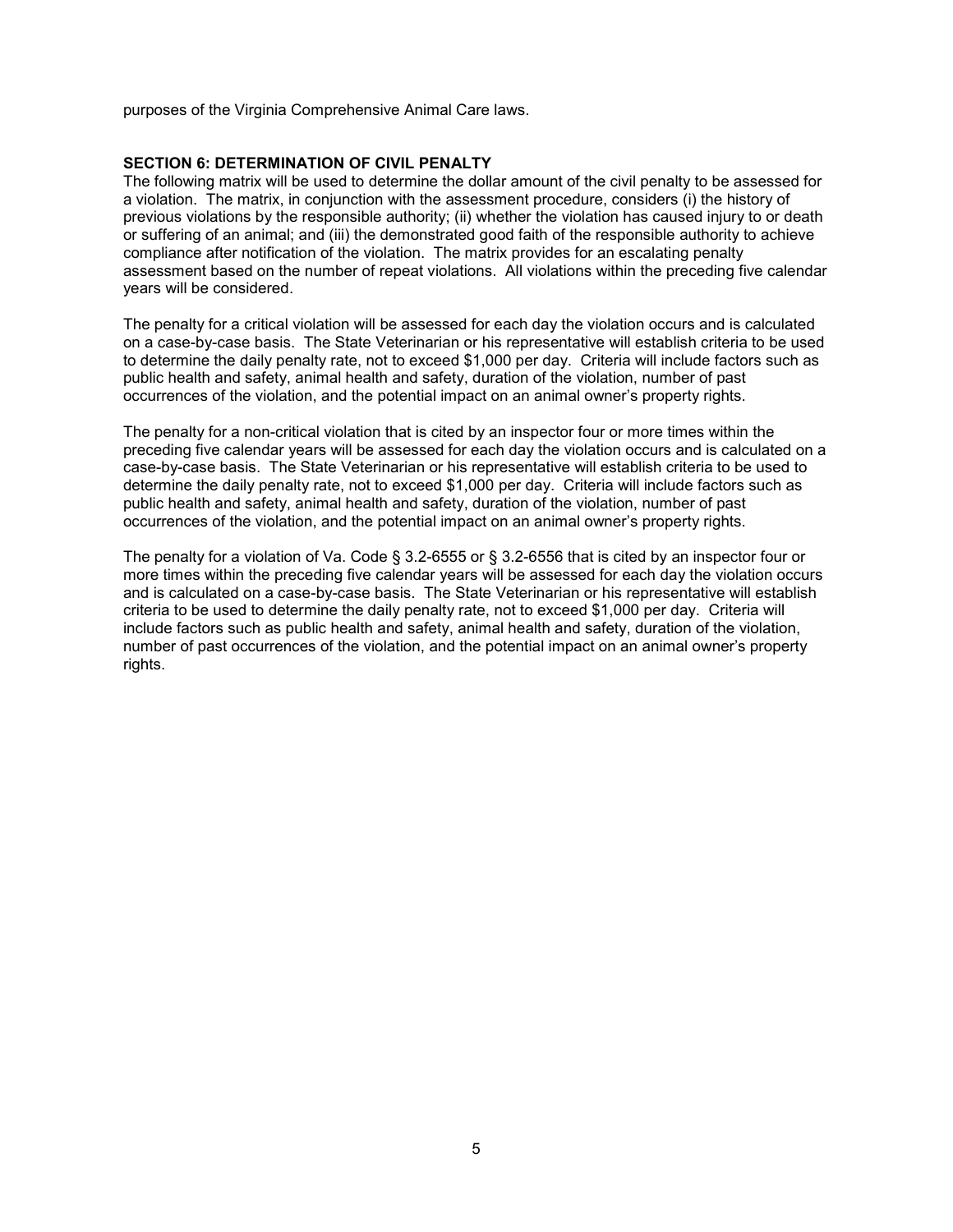purposes of the Virginia Comprehensive Animal Care laws.

**SECTION 6: DETERMINATION OF CIVIL PENALTY**

The following matrix will be used to determine the dollar amount of the civil penalty to be assessed for a violation. The matrix, in conjunction with the assessment procedure, considers (i) the history of previous violations by the responsible authority; (ii) whether the violation has caused injury to or death or suffering of an animal; and (iii) the demonstrated good faith of the responsible authority to achieve compliance after notification of the violation. The matrix provides for an escalating penalty assessment based on the number of repeat violations. All violations within the preceding five calendar years will be considered.

The penalty for a critical violation will be assessed for each day the violation occurs and is calculated on a case-by-case basis. The State Veterinarian or his representative will establish criteria to be used to determine the daily penalty rate, not to exceed $1,000 per day. Criteria will include factors such as public health and safety, animal health and safety, duration of the violation, number of past occurrences of the violation, and the potential impact on an animal owner's property rights.

The penalty for a non-critical violation that is cited by an inspector four or more times within the preceding five calendar years will be assessed for each day the violation occurs and is calculated on a case-by-case basis. The State Veterinarian or his representative will establish criteria to be used to determine the daily penalty rate, not to exceed $1,000 per day. Criteria will include factors such as public health and safety, animal health and safety, duration of the violation, number of past occurrences of the violation, and the potential impact on an animal owner's property rights.

The penalty for a violation of Va. Code § 3.2-6555 or § 3.2-6556 that is cited by an inspector four or more times within the preceding five calendar years will be assessed for each day the violation occurs and is calculated on a case-by-case basis. The State Veterinarian or his representative will establish criteria to be used to determine the daily penalty rate, not to exceed $1,000 per day. Criteria will include factors such as public health and safety, animal health and safety, duration of the violation, number of past occurrences of the violation, and the potential impact on an animal owner's property rights.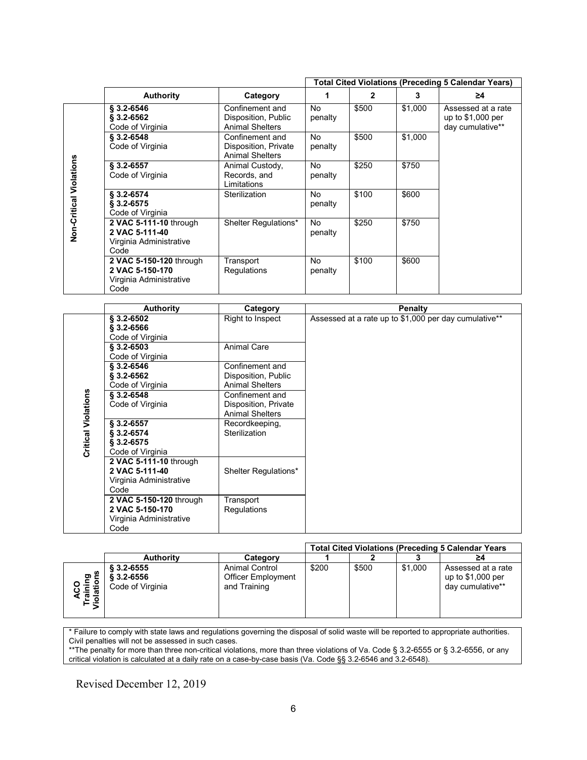| | | | Total Cited Violations (Preceding 5 Calendar Years) | | | |
|---|---|---|---|---|---|---|
| | **Authority** | **Category** | **1** | **2** | **3** | **≥4** |
| **Non-Critical Violations** | **§ 3.2-6546**<br>**§ 3.2-6562**<br>Code of Virginia | Confinement and Disposition, Public Animal Shelters | No penalty | $500 | $1,000 | Assessed at a rate up to $1,000 per day cumulative** |
| | **§ 3.2-6548**<br>Code of Virginia | Confinement and Disposition, Private Animal Shelters | No penalty | $500 | $1,000 | |
| | **§ 3.2-6557**<br>Code of Virginia | Animal Custody, Records, and Limitations | No penalty | $250 | $750 | |
| | **§ 3.2-6574**<br>**§ 3.2-6575**<br>Code of Virginia | Sterilization | No penalty | $100 | $600 | |
| | **2 VAC 5-111-10** through **2 VAC 5-111-40**<br>Virginia Administrative Code | Shelter Regulations* | No penalty | $250 | $750 | |
| | **2 VAC 5-150-120** through **2 VAC 5-150-170**<br>Virginia Administrative Code | Transport Regulations | No penalty | $100 | $600 | |

| | **Authority** | **Category** | **Penalty** |
|---|---|---|---|
| **Critical Violations** | **§ 3.2-6502**<br>**§ 3.2-6566**<br>Code of Virginia | Right to Inspect | Assessed at a rate up to $1,000 per day cumulative** |
| | **§ 3.2-6503**<br>Code of Virginia | Animal Care | |
| | **§ 3.2-6546**<br>**§ 3.2-6562**<br>Code of Virginia | Confinement and Disposition, Public Animal Shelters | |
| | **§ 3.2-6548**<br>Code of Virginia | Confinement and Disposition, Private Animal Shelters | |
| | **§ 3.2-6557**<br>**§ 3.2-6574**<br>**§ 3.2-6575**<br>Code of Virginia | Recordkeeping, Sterilization | |
| | **2 VAC 5-111-10** through **2 VAC 5-111-40**<br>Virginia Administrative Code | Shelter Regulations* | |
| | **2 VAC 5-150-120** through **2 VAC 5-150-170**<br>Virginia Administrative Code | Transport Regulations | |

| | | | Total Cited Violations (Preceding 5 Calendar Years | | | |
|---|---|---|---|---|---|---|
| | **Authority** | **Category** | **1** | **2** | **3** | **≥4** |
| **ACO Training Violations** | **§ 3.2-6555**<br>**§ 3.2-6556**<br>Code of Virginia | Animal Control Officer Employment and Training | $200 | $500 | $1,000 | Assessed at a rate up to $1,000 per day cumulative** |

\* Failure to comply with state laws and regulations governing the disposal of solid waste will be reported to appropriate authorities. Civil penalties will not be assessed in such cases.

\*\*The penalty for more than three non-critical violations, more than three violations of Va. Code § 3.2-6555 or § 3.2-6556, or any critical violation is calculated at a daily rate on a case-by-case basis (Va. Code §§ 3.2-6546 and 3.2-6548).

Revised December 12, 2019